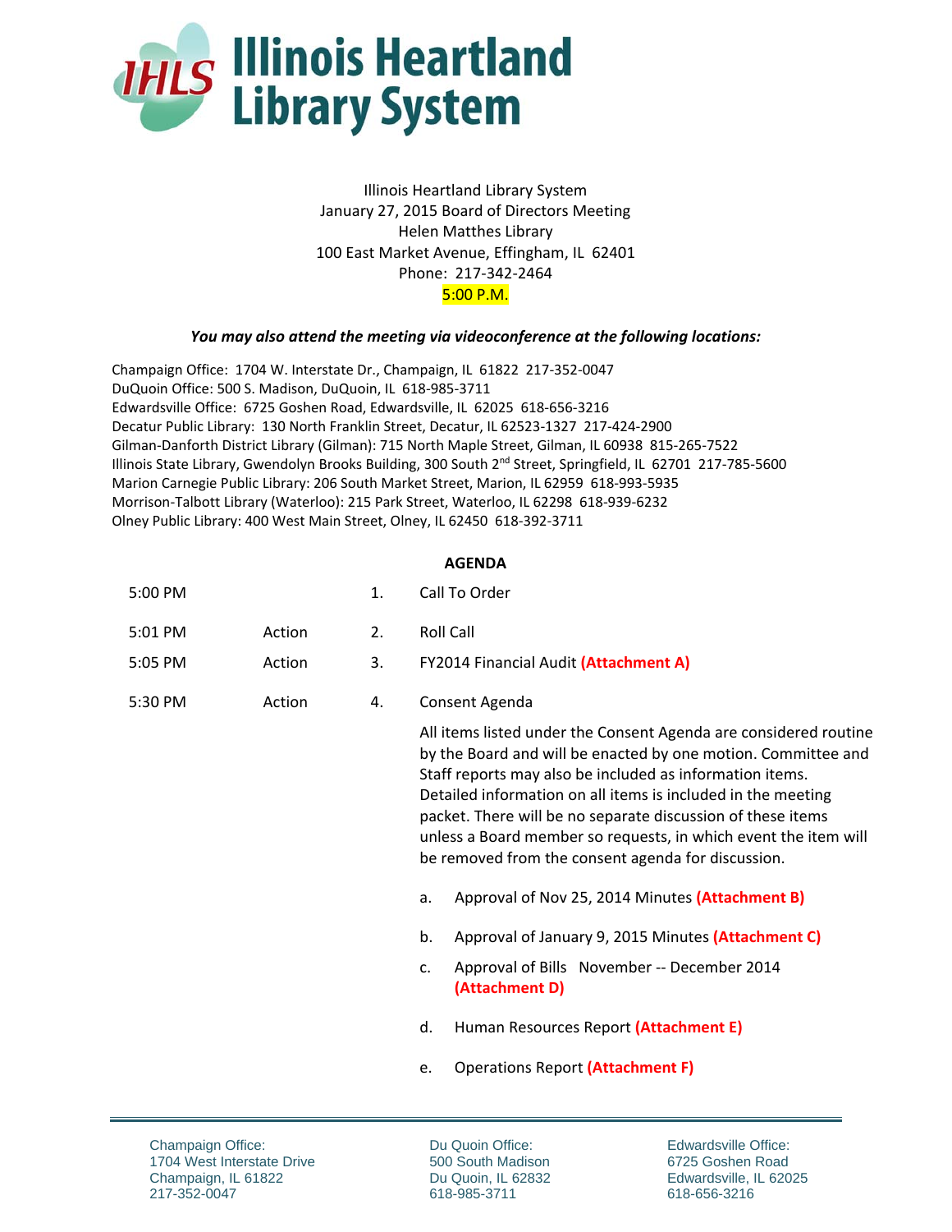# Illinois Heartland Library System

Illinois Heartland Library System
January 27, 2015 Board of Directors Meeting
Helen Matthes Library
100 East Market Avenue, Effingham, IL 62401
Phone: 217-342-2464
5:00 P.M.

***You may also attend the meeting via videoconference at the following locations:***

Champaign Office: 1704 W. Interstate Dr., Champaign, IL 61822 217-352-0047
DuQuoin Office: 500 S. Madison, DuQuoin, IL 618-985-3711
Edwardsville Office: 6725 Goshen Road, Edwardsville, IL 62025 618-656-3216
Decatur Public Library: 130 North Franklin Street, Decatur, IL 62523-1327 217-424-2900
Gilman-Danforth District Library (Gilman): 715 North Maple Street, Gilman, IL 60938 815-265-7522
Illinois State Library, Gwendolyn Brooks Building, 300 South 2nd Street, Springfield, IL 62701 217-785-5600
Marion Carnegie Public Library: 206 South Market Street, Marion, IL 62959 618-993-5935
Morrison-Talbott Library (Waterloo): 215 Park Street, Waterloo, IL 62298 618-939-6232
Olney Public Library: 400 West Main Street, Olney, IL 62450 618-392-3711

## AGENDA

| | | | |
|---|---|---|---|
| 5:00 PM | | 1. | Call To Order |
| 5:01 PM | Action | 2. | Roll Call |
| 5:05 PM | Action | 3. | FY2014 Financial Audit **(Attachment A)** |
| 5:30 PM | Action | 4. | Consent Agenda |

All items listed under the Consent Agenda are considered routine by the Board and will be enacted by one motion. Committee and Staff reports may also be included as information items. Detailed information on all items is included in the meeting packet. There will be no separate discussion of these items unless a Board member so requests, in which event the item will be removed from the consent agenda for discussion.

a. Approval of Nov 25, 2014 Minutes **(Attachment B)**

b. Approval of January 9, 2015 Minutes **(Attachment C)**

c. Approval of Bills November -- December 2014 **(Attachment D)**

d. Human Resources Report **(Attachment E)**

e. Operations Report **(Attachment F)**

Champaign Office:
1704 West Interstate Drive
Champaign, IL 61822
217-352-0047

Du Quoin Office:
500 South Madison
Du Quoin, IL 62832
618-985-3711

Edwardsville Office:
6725 Goshen Road
Edwardsville, IL 62025
618-656-3216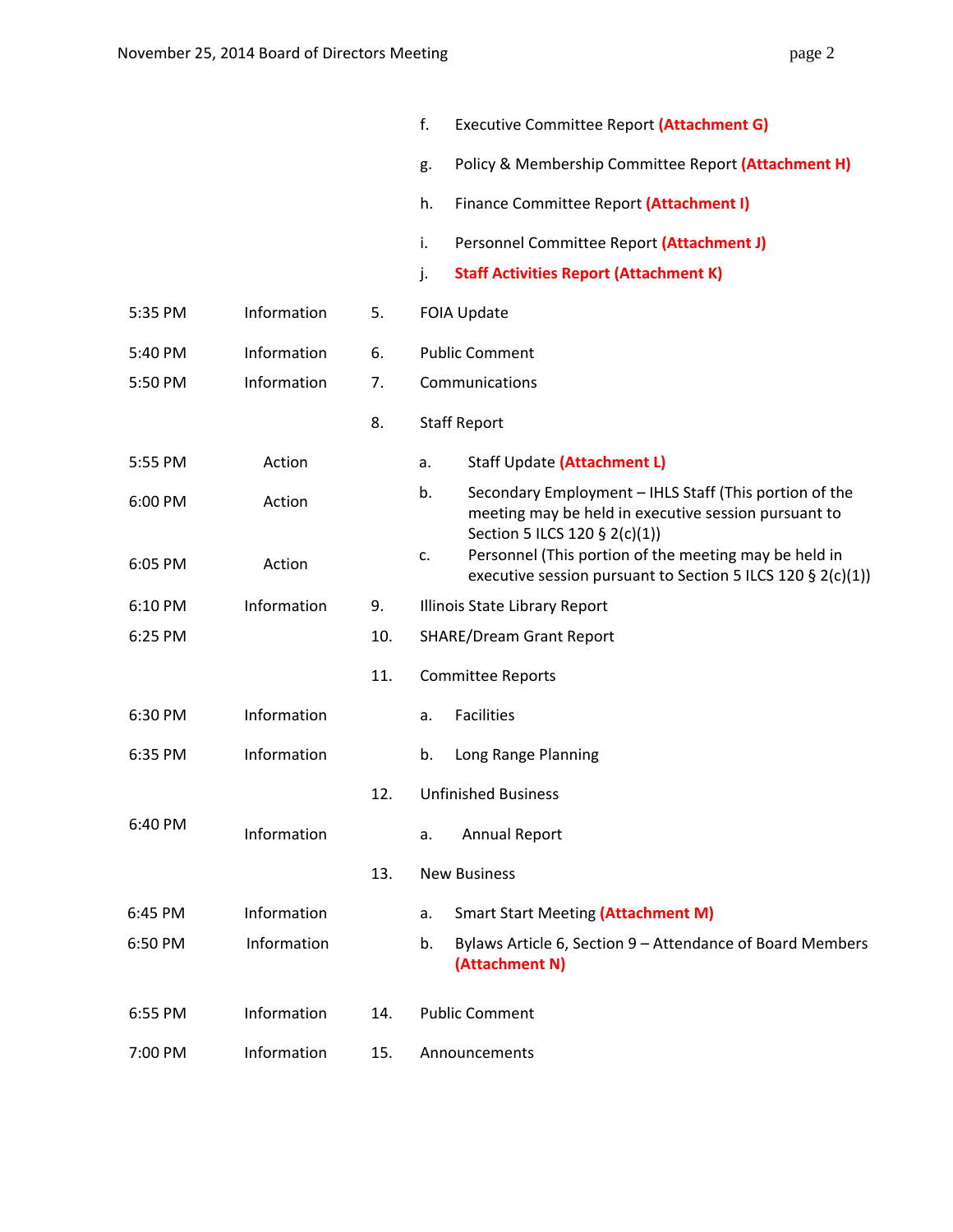| Time | Type | No. | Item |
|---|---|---|---|
| | | | f. Executive Committee Report **(Attachment G)** |
| | | | g. Policy & Membership Committee Report **(Attachment H)** |
| | | | h. Finance Committee Report **(Attachment I)** |
| | | | i. Personnel Committee Report **(Attachment J)** |
| | | | j. **Staff Activities Report (Attachment K)** |
| 5:35 PM | Information | 5. | FOIA Update |
| 5:40 PM | Information | 6. | Public Comment |
| 5:50 PM | Information | 7. | Communications |
| | | 8. | Staff Report |
| 5:55 PM | Action | | a. Staff Update **(Attachment L)** |
| 6:00 PM | Action | | b. Secondary Employment – IHLS Staff (This portion of the meeting may be held in executive session pursuant to Section 5 ILCS 120 § 2(c)(1)) |
| 6:05 PM | Action | | c. Personnel (This portion of the meeting may be held in executive session pursuant to Section 5 ILCS 120 § 2(c)(1)) |
| 6:10 PM | Information | 9. | Illinois State Library Report |
| 6:25 PM | | 10. | SHARE/Dream Grant Report |
| | | 11. | Committee Reports |
| 6:30 PM | Information | | a. Facilities |
| 6:35 PM | Information | | b. Long Range Planning |
| | | 12. | Unfinished Business |
| 6:40 PM | Information | | a. Annual Report |
| | | 13. | New Business |
| 6:45 PM | Information | | a. Smart Start Meeting **(Attachment M)** |
| 6:50 PM | Information | | b. Bylaws Article 6, Section 9 – Attendance of Board Members **(Attachment N)** |
| 6:55 PM | Information | 14. | Public Comment |
| 7:00 PM | Information | 15. | Announcements |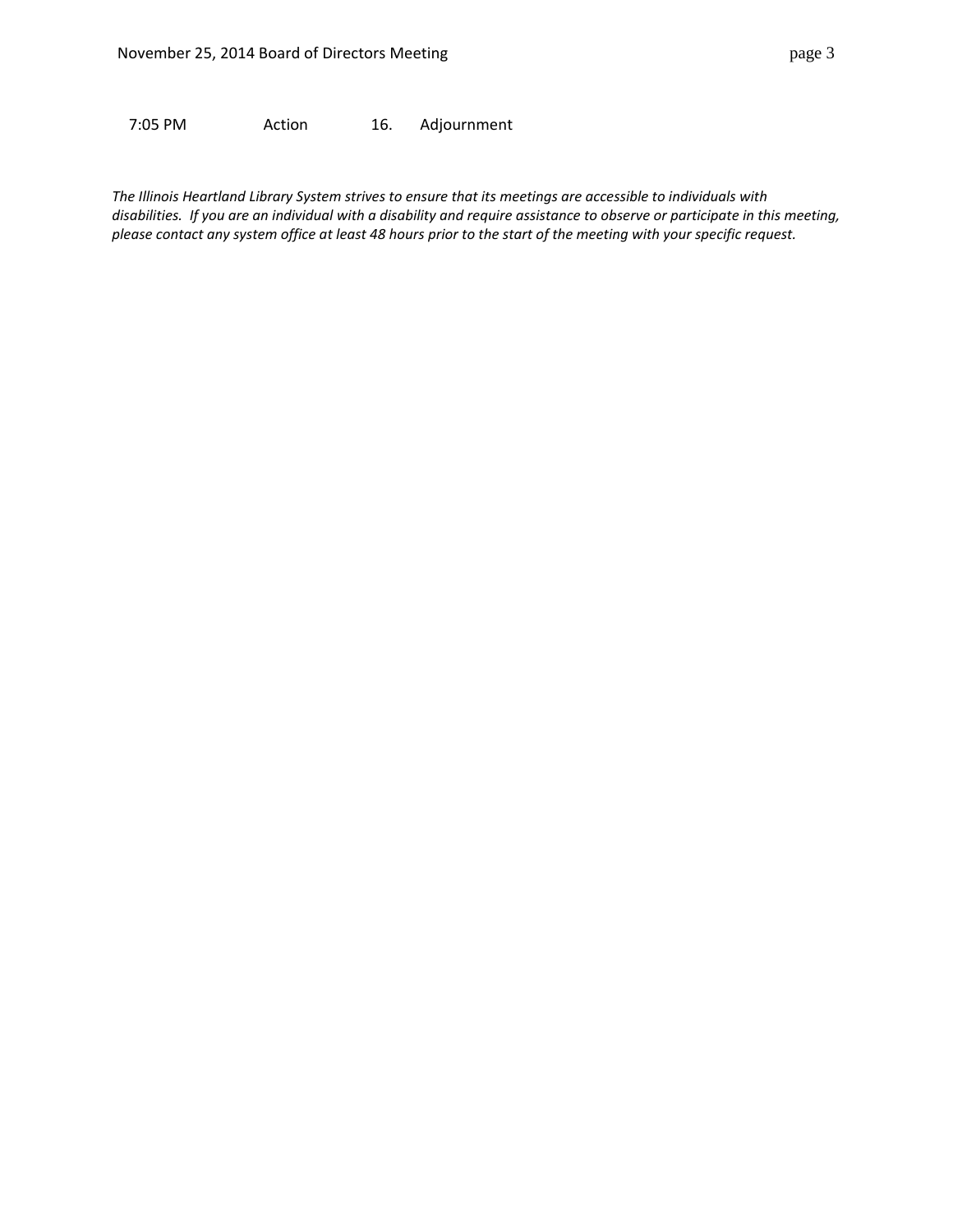| | | | |
|---|---|---|---|
| 7:05 PM | Action | 16. | Adjournment |

*The Illinois Heartland Library System strives to ensure that its meetings are accessible to individuals with disabilities. If you are an individual with a disability and require assistance to observe or participate in this meeting, please contact any system office at least 48 hours prior to the start of the meeting with your specific request.*